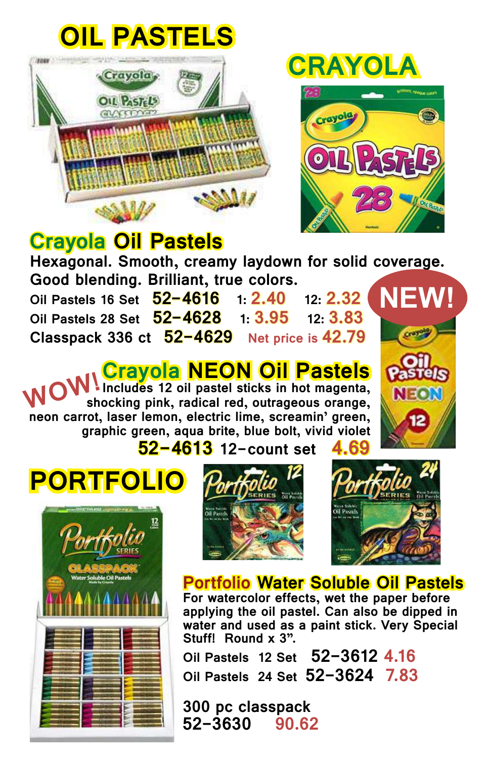# OIL PASTELS

# CRAYOLA

## Crayola Oil Pastels

**Hexagonal. Smooth, creamy laydown for solid coverage. Good blending. Brilliant, true colors.**

| Item | Number | 1: | 12: |
|---|---|---|---|
| Oil Pastels 16 Set | 52-4616 | 2.40 | 2.32 |
| Oil Pastels 28 Set | 52-4628 | 3.95 | 3.83 |
| Classpack 336 ct | 52-4629 | Net price is 42.79 | |

**NEW!**

## Crayola NEON Oil Pastels

**WOW!** Includes 12 oil pastel sticks in hot magenta, shocking pink, radical red, outrageous orange, neon carrot, laser lemon, electric lime, screamin' green, graphic green, aqua brite, blue bolt, vivid violet

**52-4613** 12-count set **4.69**

# PORTFOLIO

## Portfolio Water Soluble Oil Pastels

**For watercolor effects, wet the paper before applying the oil pastel. Can also be dipped in water and used as a paint stick. Very Special Stuff! Round x 3".**

| Item | Number | Price |
|---|---|---|
| Oil Pastels 12 Set | 52-3612 | 4.16 |
| Oil Pastels 24 Set | 52-3624 | 7.83 |

**300 pc classpack**
**52-3630 90.62**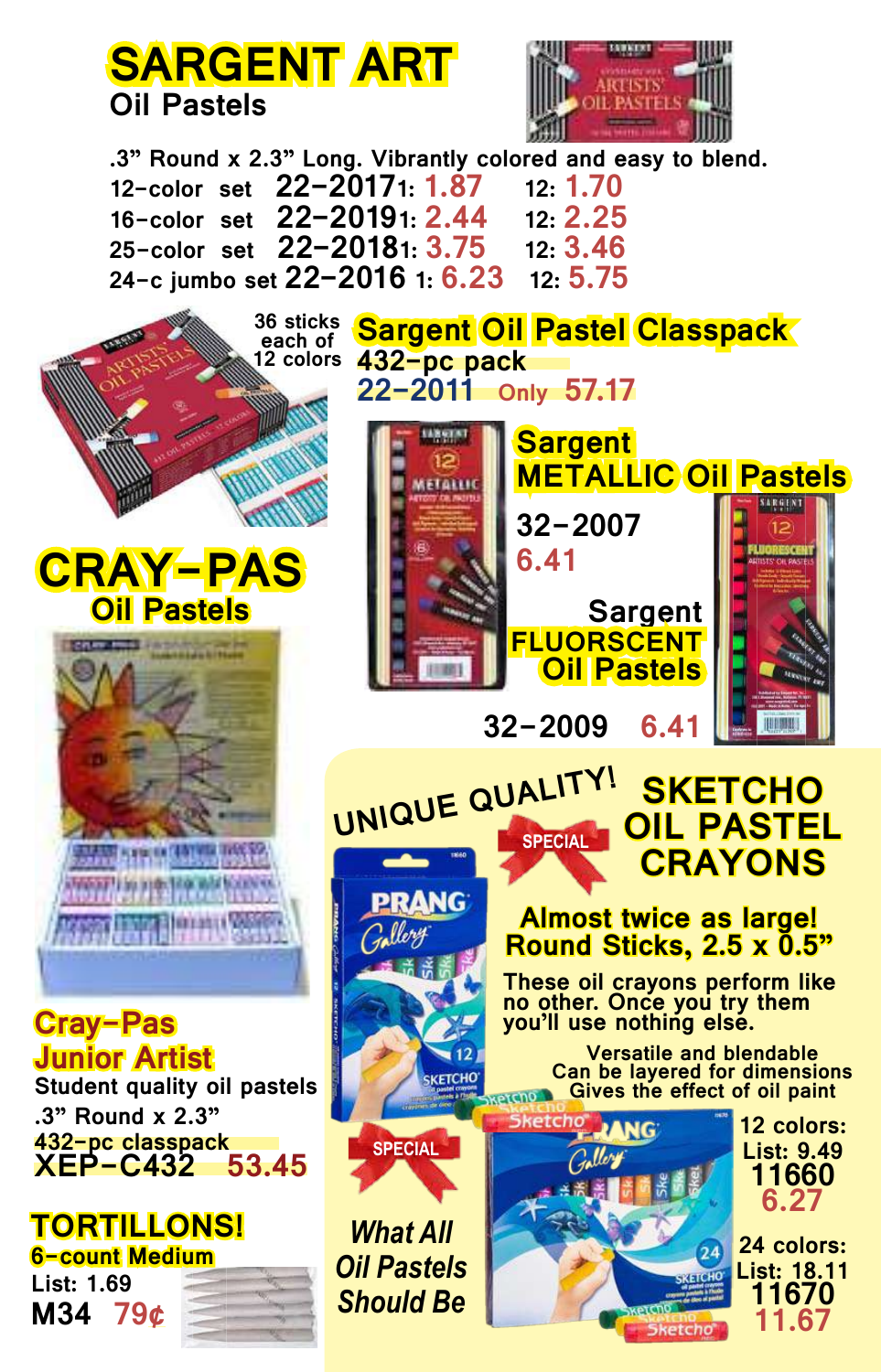# SARGENT ART

## Oil Pastels

.3" Round x 2.3" Long. Vibrantly colored and easy to blend.

| | | | |
|---|---|---|---|
| 12-color set | 22-2017 | 1: 1.87 | 12: 1.70 |
| 16-color set | 22-2019 | 1: 2.44 | 12: 2.25 |
| 25-color set | 22-2018 | 1: 3.75 | 12: 3.46 |
| 24-c jumbo set | 22-2016 | 1: 6.23 | 12: 5.75 |

## Sargent Oil Pastel Classpack

36 sticks each of 12 colors

432-pc pack

22-2011 Only 57.17

## Sargent METALLIC Oil Pastels

32-2007

6.41

## Sargent FLUORSCENT Oil Pastels

32-2009 6.41

# CRAY-PAS

## Oil Pastels

### Cray-Pas Junior Artist

Student quality oil pastels

.3" Round x 2.3"

432-pc classpack

XEP-C432 53.45

## TORTILLONS!

6-count Medium

List: 1.69

M34 79¢

# SKETCHO OIL PASTEL CRAYONS

UNIQUE QUALITY!

SPECIAL

**Almost twice as large!**

**Round Sticks, 2.5 x 0.5"**

These oil crayons perform like no other. Once you try them you'll use nothing else.

- Versatile and blendable
- Can be layered for dimensions
- Gives the effect of oil paint

SPECIAL

*What All Oil Pastels Should Be*

12 colors:
List: 9.49
11660
6.27

24 colors:
List: 18.11
11670
11.67